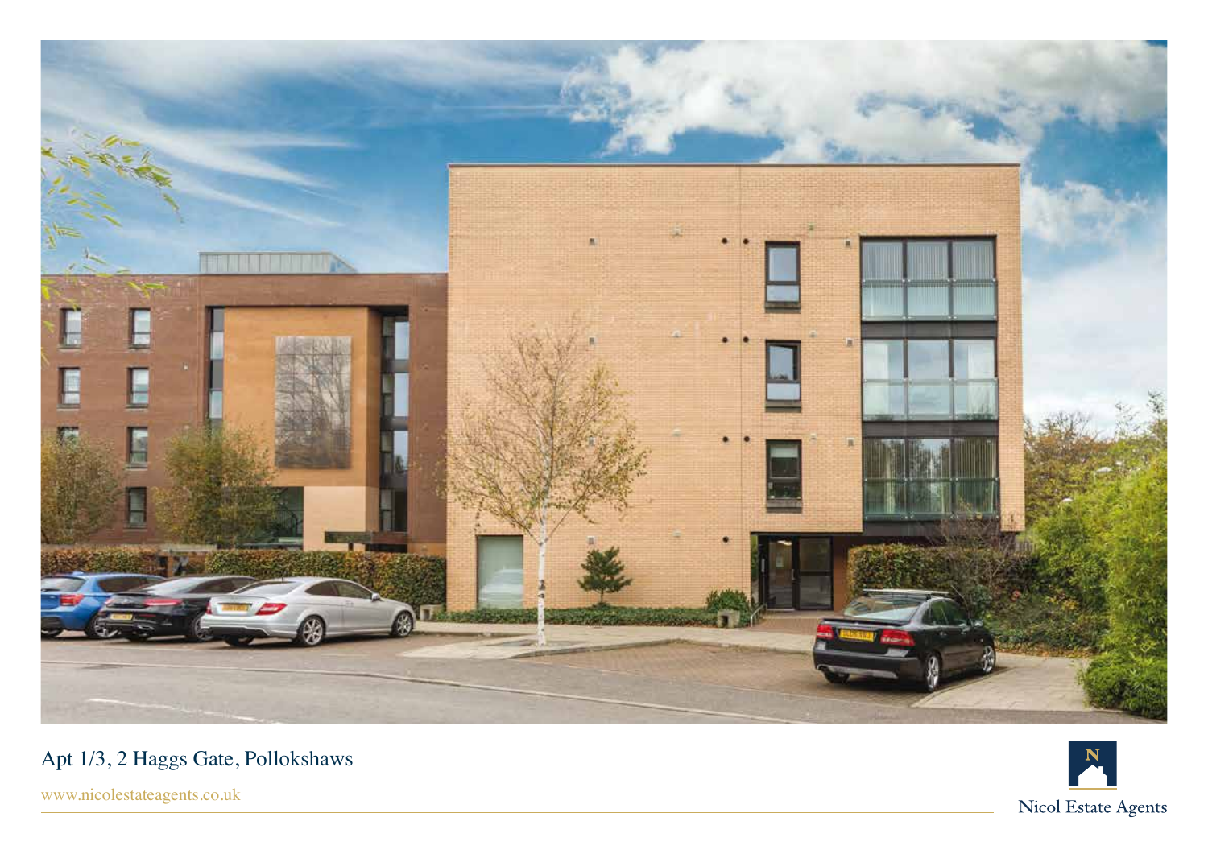# Apt 1/3, 2 Haggs Gate, Pollokshaws

www.nicolestateagents.co.uk

Nicol Estate Agents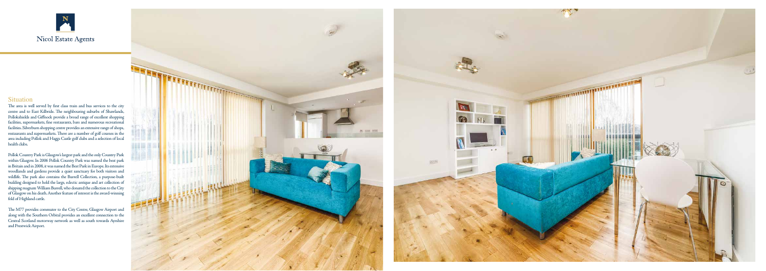Nicol Estate Agents

## Situation

The area is well served by first class train and bus services to the city centre and to East Kilbride. The neighbouring suburbs of Shawlands, Pollokshields and Giffnock provide a broad range of excellent shopping facilities, supermarkets, fine restaurants, bars and numerous recreational facilities. Silverburn shopping centre provides an extensive range of shops, restaurants and supermarkets. There are a number of golf courses in the area including Pollok and Haggs Castle golf clubs and a selection of local health clubs.

Pollok Country Park is Glasgow's largest park and the only Country Park within Glasgow. In 2006 Pollok Country Park was named the best park in Britain and in 2008, it was named the Best Park in Europe. Its extensive woodlands and gardens provide a quiet sanctuary for both visitors and wildlife. The park also contains the Burrell Collection, a purpose-built building designed to hold the large, eclectic antique and art collection of shipping magnate William Burrell, who donated the collection to the City of Glasgow on his death. Another feature of interest is the award-winning fold of Highland cattle.

The M77 provides commuter to the City Centre, Glasgow Airport and along with the Southern Orbital provides an excellent connection to the Central Scotland motorway network as well as south towards Ayrshire and Prestwick Airport.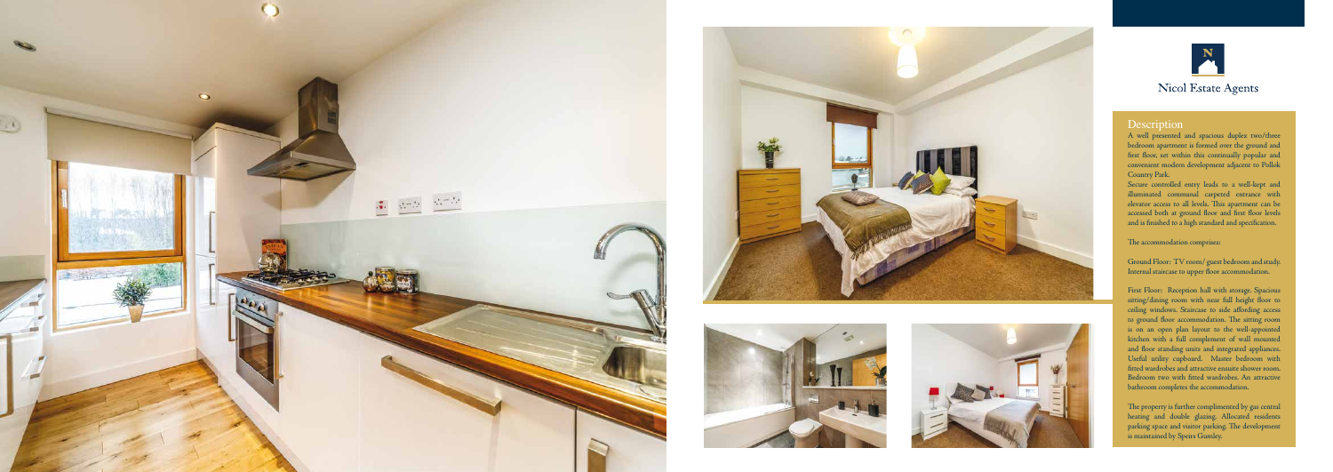Nicol Estate Agents

## Description

A well presented and spacious duplex two/three bedroom apartment is formed over the ground and first floor, set within this continually popular and convenient modern development adjacent to Pollok Country Park.

Secure controlled entry leads to a well-kept and illuminated communal carpeted entrance with elevator access to all levels. This apartment can be accessed both at ground floor and first floor levels and is finished to a high standard and specification.

The accommodation comprises:

Ground Floor: TV room/ guest bedroom and study. Internal staircase to upper floor accommodation.

First Floor: Reception hall with storage. Spacious sitting/dining room with near full height floor to ceiling windows. Staircase to side affording access to ground floor accommodation. The sitting room is on an open plan layout to the well-appointed kitchen with a full complement of wall mounted and floor standing units and integrated appliances. Useful utility cupboard. Master bedroom with fitted wardrobes and attractive ensuite shower room. Bedroom two with fitted wardrobes. An attractive bathroom completes the accommodation.

The property is further complimented by gas central heating and double glazing. Allocated residents parking space and visitor parking. The development is maintained by Speirs Gumley.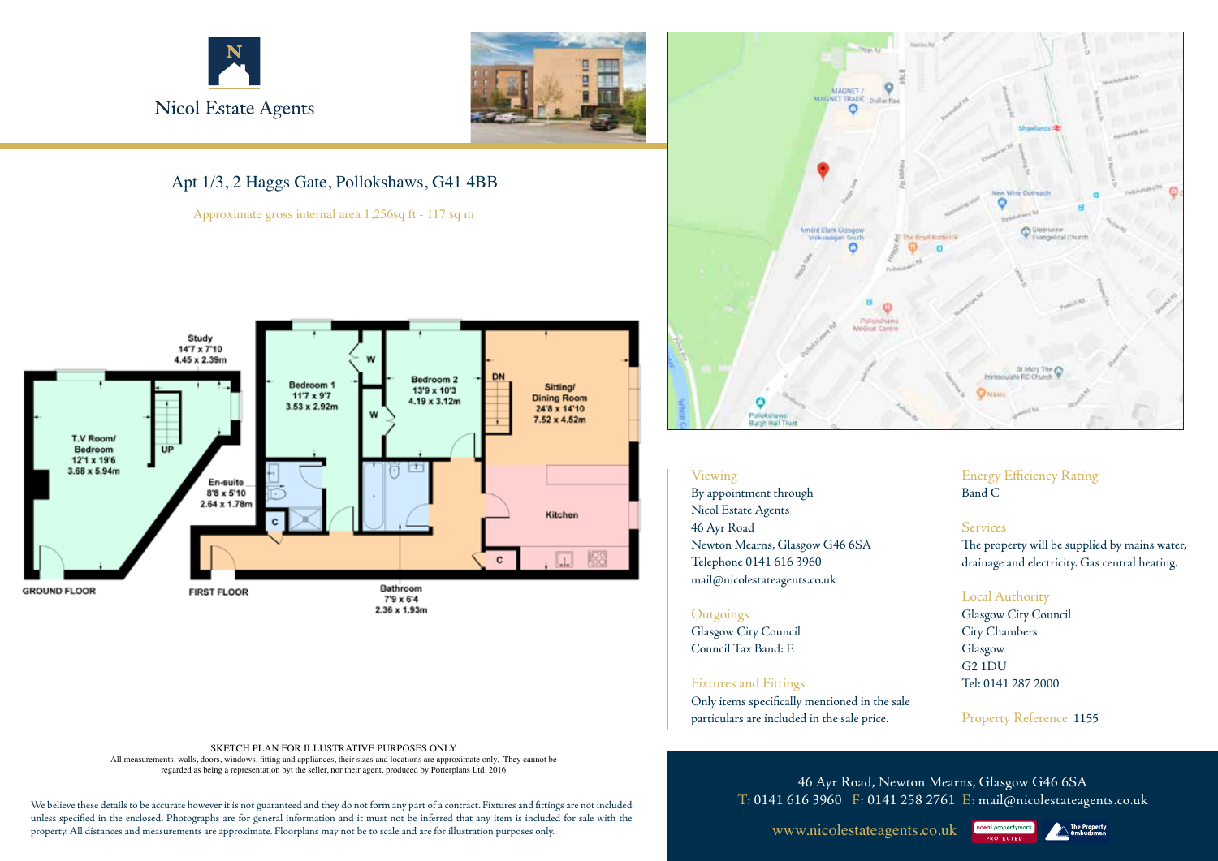Nicol Estate Agents

# Apt 1/3, 2 Haggs Gate, Pollokshaws, G41 4BB

Approximate gross internal area 1,256sq ft - 117 sq m

Study
14'7 x 7'10
4.45 x 2.39m

T.V Room/
Bedroom
12'1 x 19'6
3.68 x 5.94m

En-suite
8'8 x 5'10
2.64 x 1.78m

Bedroom 1
11'7 x 9'7
3.53 x 2.92m

Bedroom 2
13'9 x 10'3
4.19 x 3.12m

Sitting/
Dining Room
24'8 x 14'10
7.52 x 4.52m

Kitchen

Bathroom
7'9 x 6'4
2.36 x 1.93m

GROUND FLOOR

FIRST FLOOR

SKETCH PLAN FOR ILLUSTRATIVE PURPOSES ONLY
All measurements, walls, doors, windows, fitting and appliances, their sizes and locations are approximate only. They cannot be regarded as being a representation byt the seller, nor their agent. produced by Potterplans Ltd. 2016

We believe these details to be accurate however it is not guaranteed and they do not form any part of a contract. Fixtures and fittings are not included unless specified in the enclosed. Photographs are for general information and it must not be inferred that any item is included for sale with the property. All distances and measurements are approximate. Floorplans may not be to scale and are for illustration purposes only.

## Viewing

By appointment through
Nicol Estate Agents
46 Ayr Road
Newton Mearns, Glasgow G46 6SA
Telephone 0141 616 3960
mail@nicolestateagents.co.uk

## Outgoings

Glasgow City Council
Council Tax Band: E

## Fixtures and Fittings

Only items specifically mentioned in the sale particulars are included in the sale price.

## Energy Efficiency Rating

Band C

## Services

The property will be supplied by mains water, drainage and electricity. Gas central heating.

## Local Authority

Glasgow City Council
City Chambers
Glasgow
G2 1DU
Tel: 0141 287 2000

**Property Reference** 1155

46 Ayr Road, Newton Mearns, Glasgow G46 6SA
T: 0141 616 3960 F: 0141 258 2761 E: mail@nicolestateagents.co.uk

www.nicolestateagents.co.uk